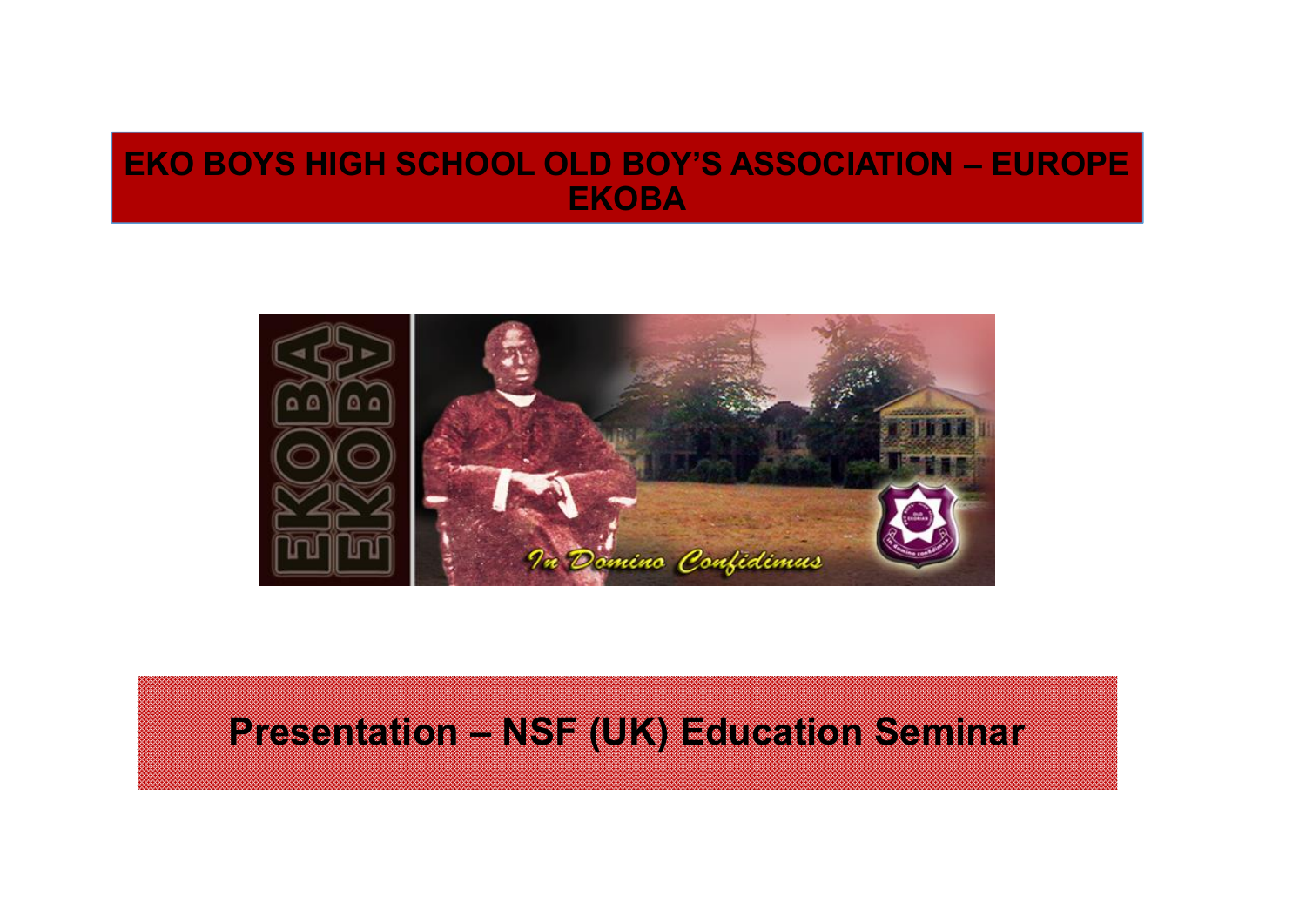# EKO BOYS HIGH SCHOOL OLD BOY'S ASSOCIATION – EUROPE EKOBA

## Presentation – NSF (UK) Education Seminar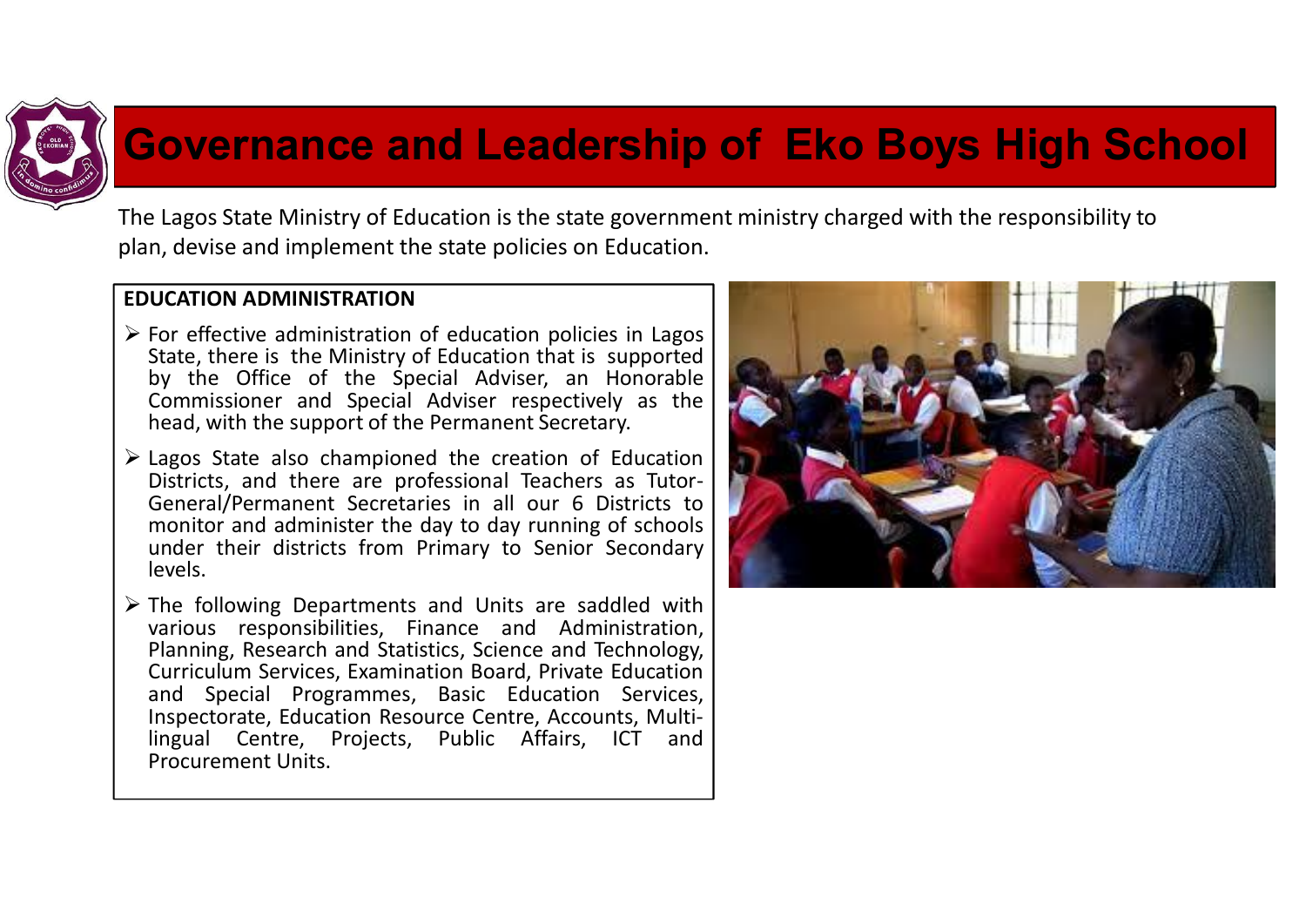# Governance and Leadership of Eko Boys High School

The Lagos State Ministry of Education is the state government ministry charged with the responsibility to plan, devise and implement the state policies on Education.

**EDUCATION ADMINISTRATION**

- For effective administration of education policies in Lagos State, there is the Ministry of Education that is supported by the Office of the Special Adviser, an Honorable Commissioner and Special Adviser respectively as the head, with the support of the Permanent Secretary.
- Lagos State also championed the creation of Education Districts, and there are professional Teachers as Tutor-General/Permanent Secretaries in all our 6 Districts to monitor and administer the day to day running of schools under their districts from Primary to Senior Secondary levels.
- The following Departments and Units are saddled with various responsibilities, Finance and Administration, Planning, Research and Statistics, Science and Technology, Curriculum Services, Examination Board, Private Education and Special Programmes, Basic Education Services, Inspectorate, Education Resource Centre, Accounts, Multi-lingual Centre, Projects, Public Affairs, ICT and Procurement Units.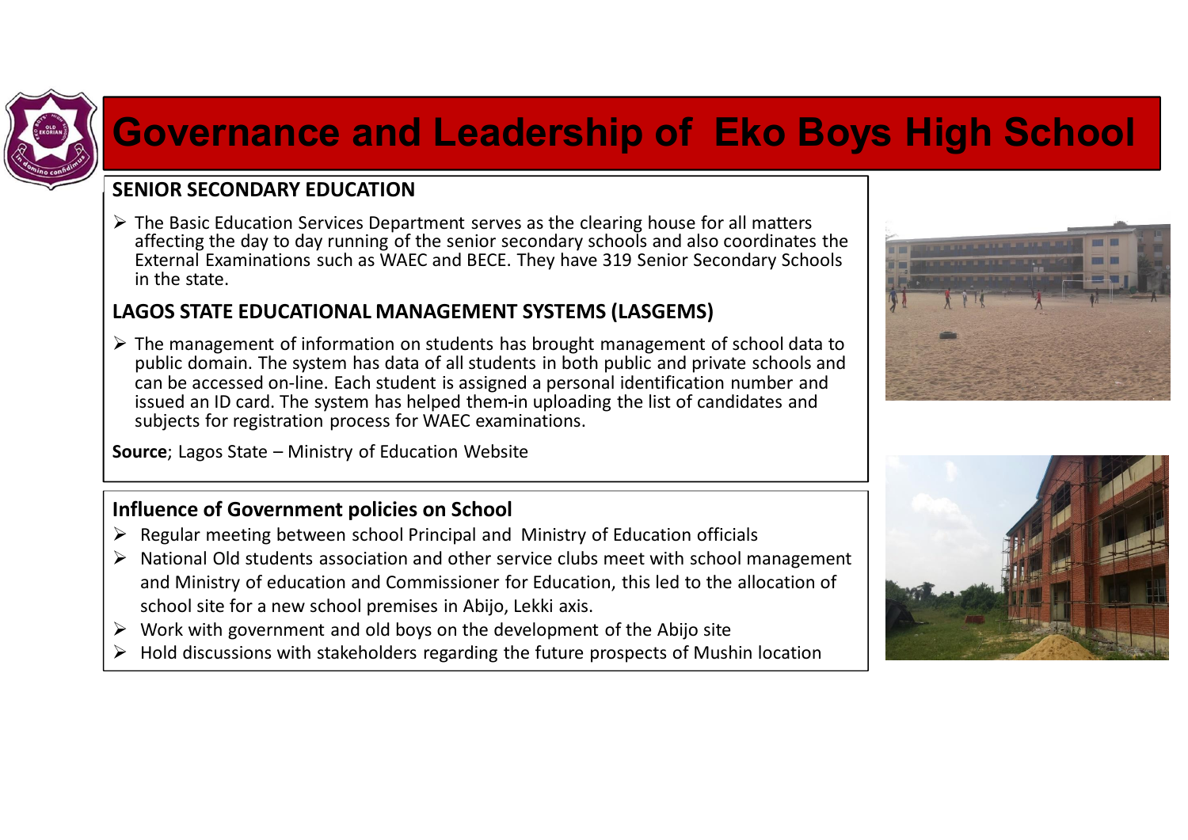# Governance and Leadership of Eko Boys High School

## SENIOR SECONDARY EDUCATION

- The Basic Education Services Department serves as the clearing house for all matters affecting the day to day running of the senior secondary schools and also coordinates the External Examinations such as WAEC and BECE. They have 319 Senior Secondary Schools in the state.

## LAGOS STATE EDUCATIONAL MANAGEMENT SYSTEMS (LASGEMS)

- The management of information on students has brought management of school data to public domain. The system has data of all students in both public and private schools and can be accessed on-line. Each student is assigned a personal identification number and issued an ID card. The system has helped them-in uploading the list of candidates and subjects for registration process for WAEC examinations.

**Source**; Lagos State – Ministry of Education Website

## Influence of Government policies on School

- Regular meeting between school Principal and Ministry of Education officials
- National Old students association and other service clubs meet with school management and Ministry of education and Commissioner for Education, this led to the allocation of school site for a new school premises in Abijo, Lekki axis.
- Work with government and old boys on the development of the Abijo site
- Hold discussions with stakeholders regarding the future prospects of Mushin location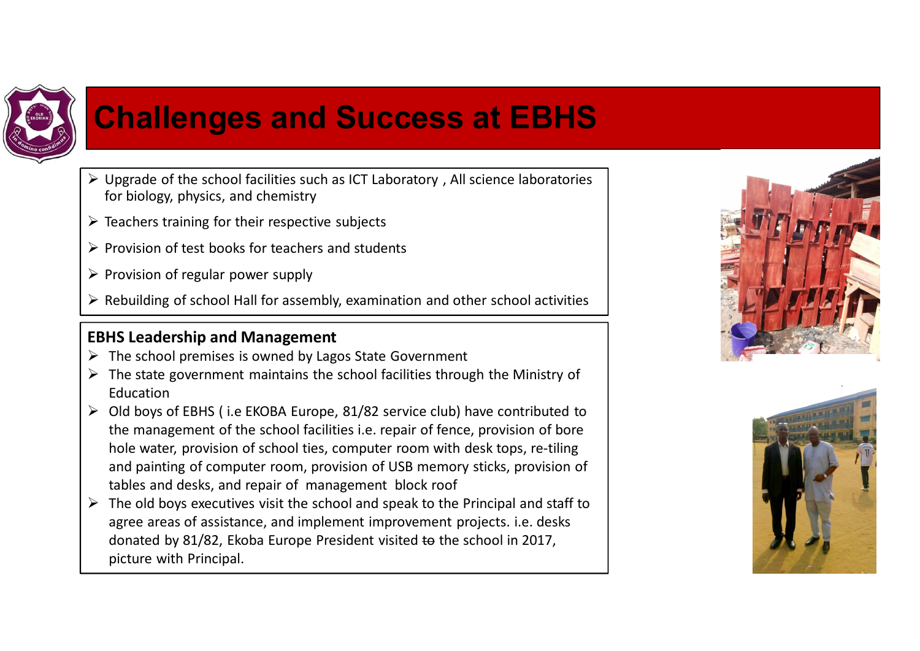# Challenges and Success at EBHS

- Upgrade of the school facilities such as ICT Laboratory , All science laboratories for biology, physics, and chemistry
- Teachers training for their respective subjects
- Provision of test books for teachers and students
- Provision of regular power supply
- Rebuilding of school Hall for assembly, examination and other school activities

**EBHS Leadership and Management**

- The school premises is owned by Lagos State Government
- The state government maintains the school facilities through the Ministry of Education
- Old boys of EBHS ( i.e EKOBA Europe, 81/82 service club) have contributed to the management of the school facilities i.e. repair of fence, provision of bore hole water, provision of school ties, computer room with desk tops, re-tiling and painting of computer room, provision of USB memory sticks, provision of tables and desks, and repair of management block roof
- The old boys executives visit the school and speak to the Principal and staff to agree areas of assistance, and implement improvement projects. i.e. desks donated by 81/82, Ekoba Europe President visited ~~to~~ the school in 2017, picture with Principal.